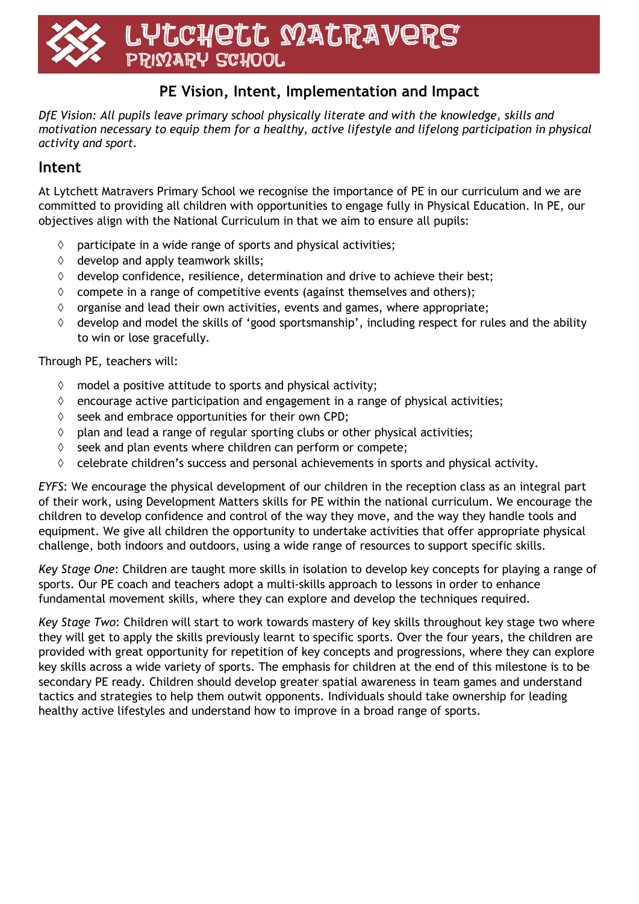# Lytchett Matravers Primary School

## PE Vision, Intent, Implementation and Impact

*DfE Vision: All pupils leave primary school physically literate and with the knowledge, skills and motivation necessary to equip them for a healthy, active lifestyle and lifelong participation in physical activity and sport.*

## Intent

At Lytchett Matravers Primary School we recognise the importance of PE in our curriculum and we are committed to providing all children with opportunities to engage fully in Physical Education. In PE, our objectives align with the National Curriculum in that we aim to ensure all pupils:

- participate in a wide range of sports and physical activities;
- develop and apply teamwork skills;
- develop confidence, resilience, determination and drive to achieve their best;
- compete in a range of competitive events (against themselves and others);
- organise and lead their own activities, events and games, where appropriate;
- develop and model the skills of 'good sportsmanship', including respect for rules and the ability to win or lose gracefully.

Through PE, teachers will:

- model a positive attitude to sports and physical activity;
- encourage active participation and engagement in a range of physical activities;
- seek and embrace opportunities for their own CPD;
- plan and lead a range of regular sporting clubs or other physical activities;
- seek and plan events where children can perform or compete;
- celebrate children's success and personal achievements in sports and physical activity.

*EYFS*: We encourage the physical development of our children in the reception class as an integral part of their work, using Development Matters skills for PE within the national curriculum. We encourage the children to develop confidence and control of the way they move, and the way they handle tools and equipment. We give all children the opportunity to undertake activities that offer appropriate physical challenge, both indoors and outdoors, using a wide range of resources to support specific skills.

*Key Stage One*: Children are taught more skills in isolation to develop key concepts for playing a range of sports. Our PE coach and teachers adopt a multi-skills approach to lessons in order to enhance fundamental movement skills, where they can explore and develop the techniques required.

*Key Stage Two*: Children will start to work towards mastery of key skills throughout key stage two where they will get to apply the skills previously learnt to specific sports. Over the four years, the children are provided with great opportunity for repetition of key concepts and progressions, where they can explore key skills across a wide variety of sports. The emphasis for children at the end of this milestone is to be secondary PE ready. Children should develop greater spatial awareness in team games and understand tactics and strategies to help them outwit opponents. Individuals should take ownership for leading healthy active lifestyles and understand how to improve in a broad range of sports.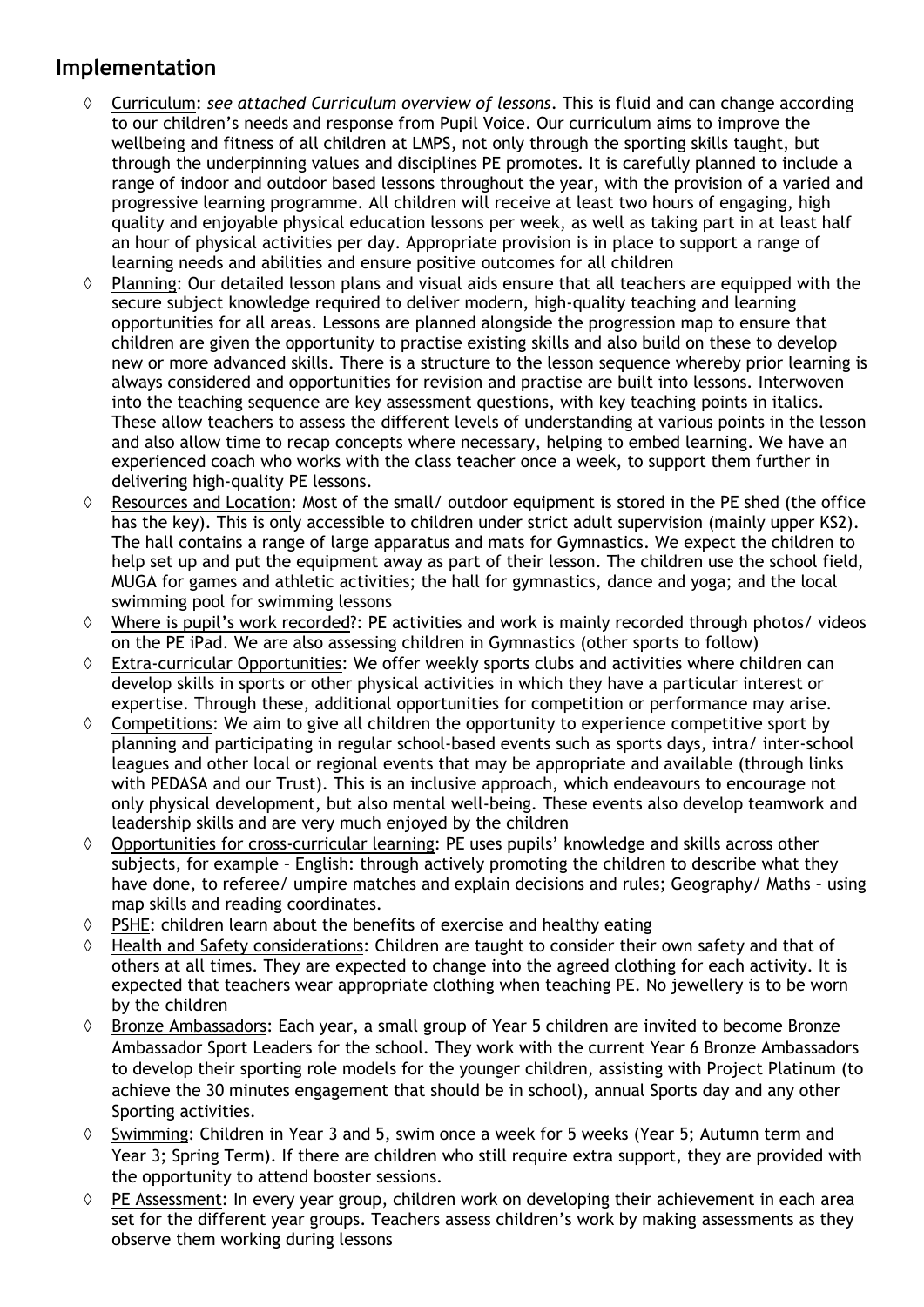## Implementation

- ◊ Curriculum: *see attached Curriculum overview of lessons*. This is fluid and can change according to our children's needs and response from Pupil Voice. Our curriculum aims to improve the wellbeing and fitness of all children at LMPS, not only through the sporting skills taught, but through the underpinning values and disciplines PE promotes. It is carefully planned to include a range of indoor and outdoor based lessons throughout the year, with the provision of a varied and progressive learning programme. All children will receive at least two hours of engaging, high quality and enjoyable physical education lessons per week, as well as taking part in at least half an hour of physical activities per day. Appropriate provision is in place to support a range of learning needs and abilities and ensure positive outcomes for all children
- ◊ Planning: Our detailed lesson plans and visual aids ensure that all teachers are equipped with the secure subject knowledge required to deliver modern, high-quality teaching and learning opportunities for all areas. Lessons are planned alongside the progression map to ensure that children are given the opportunity to practise existing skills and also build on these to develop new or more advanced skills. There is a structure to the lesson sequence whereby prior learning is always considered and opportunities for revision and practise are built into lessons. Interwoven into the teaching sequence are key assessment questions, with key teaching points in italics. These allow teachers to assess the different levels of understanding at various points in the lesson and also allow time to recap concepts where necessary, helping to embed learning. We have an experienced coach who works with the class teacher once a week, to support them further in delivering high-quality PE lessons.
- ◊ Resources and Location: Most of the small/ outdoor equipment is stored in the PE shed (the office has the key). This is only accessible to children under strict adult supervision (mainly upper KS2). The hall contains a range of large apparatus and mats for Gymnastics. We expect the children to help set up and put the equipment away as part of their lesson. The children use the school field, MUGA for games and athletic activities; the hall for gymnastics, dance and yoga; and the local swimming pool for swimming lessons
- ◊ Where is pupil's work recorded?: PE activities and work is mainly recorded through photos/ videos on the PE iPad. We are also assessing children in Gymnastics (other sports to follow)
- ◊ Extra-curricular Opportunities: We offer weekly sports clubs and activities where children can develop skills in sports or other physical activities in which they have a particular interest or expertise. Through these, additional opportunities for competition or performance may arise.
- ◊ Competitions: We aim to give all children the opportunity to experience competitive sport by planning and participating in regular school-based events such as sports days, intra/ inter-school leagues and other local or regional events that may be appropriate and available (through links with PEDASA and our Trust). This is an inclusive approach, which endeavours to encourage not only physical development, but also mental well-being. These events also develop teamwork and leadership skills and are very much enjoyed by the children
- ◊ Opportunities for cross-curricular learning: PE uses pupils' knowledge and skills across other subjects, for example – English: through actively promoting the children to describe what they have done, to referee/ umpire matches and explain decisions and rules; Geography/ Maths – using map skills and reading coordinates.
- ◊ PSHE: children learn about the benefits of exercise and healthy eating
- ◊ Health and Safety considerations: Children are taught to consider their own safety and that of others at all times. They are expected to change into the agreed clothing for each activity. It is expected that teachers wear appropriate clothing when teaching PE. No jewellery is to be worn by the children
- ◊ Bronze Ambassadors: Each year, a small group of Year 5 children are invited to become Bronze Ambassador Sport Leaders for the school. They work with the current Year 6 Bronze Ambassadors to develop their sporting role models for the younger children, assisting with Project Platinum (to achieve the 30 minutes engagement that should be in school), annual Sports day and any other Sporting activities.
- ◊ Swimming: Children in Year 3 and 5, swim once a week for 5 weeks (Year 5; Autumn term and Year 3; Spring Term). If there are children who still require extra support, they are provided with the opportunity to attend booster sessions.
- ◊ PE Assessment: In every year group, children work on developing their achievement in each area set for the different year groups. Teachers assess children's work by making assessments as they observe them working during lessons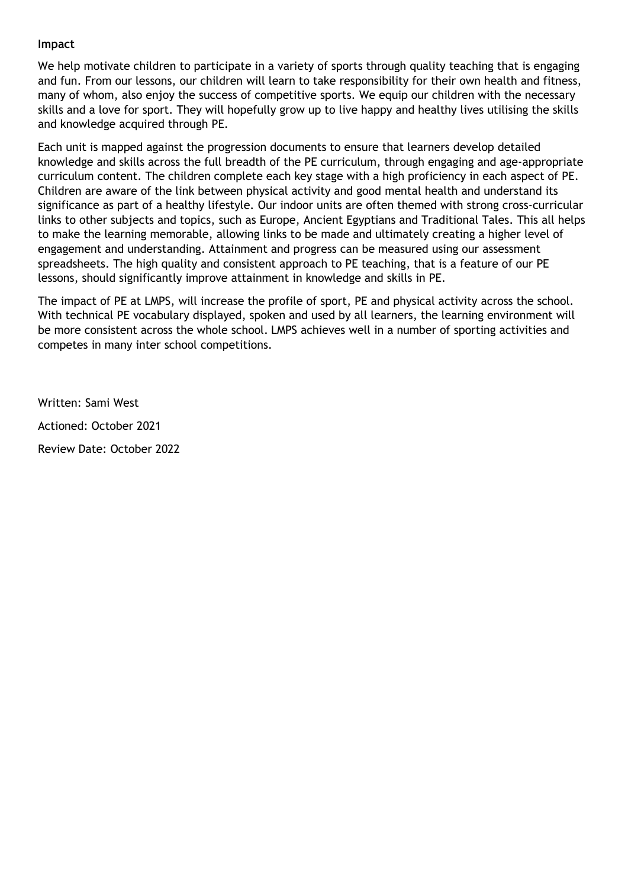**Impact**

We help motivate children to participate in a variety of sports through quality teaching that is engaging and fun. From our lessons, our children will learn to take responsibility for their own health and fitness, many of whom, also enjoy the success of competitive sports. We equip our children with the necessary skills and a love for sport. They will hopefully grow up to live happy and healthy lives utilising the skills and knowledge acquired through PE.

Each unit is mapped against the progression documents to ensure that learners develop detailed knowledge and skills across the full breadth of the PE curriculum, through engaging and age-appropriate curriculum content. The children complete each key stage with a high proficiency in each aspect of PE. Children are aware of the link between physical activity and good mental health and understand its significance as part of a healthy lifestyle. Our indoor units are often themed with strong cross-curricular links to other subjects and topics, such as Europe, Ancient Egyptians and Traditional Tales. This all helps to make the learning memorable, allowing links to be made and ultimately creating a higher level of engagement and understanding. Attainment and progress can be measured using our assessment spreadsheets. The high quality and consistent approach to PE teaching, that is a feature of our PE lessons, should significantly improve attainment in knowledge and skills in PE.

The impact of PE at LMPS, will increase the profile of sport, PE and physical activity across the school. With technical PE vocabulary displayed, spoken and used by all learners, the learning environment will be more consistent across the whole school. LMPS achieves well in a number of sporting activities and competes in many inter school competitions.

Written: Sami West

Actioned: October 2021

Review Date: October 2022